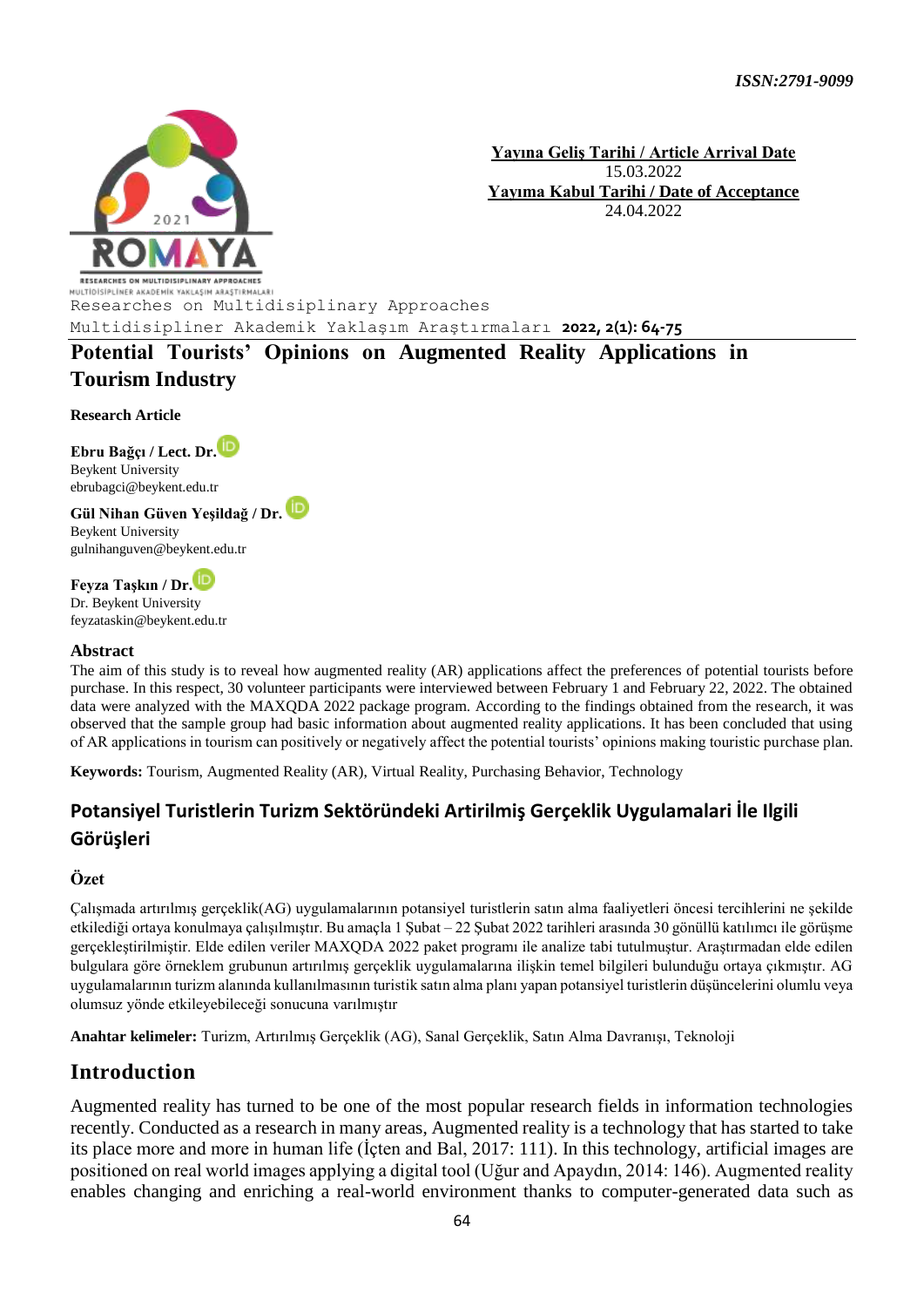ISSN:2791-9099

**Yayına Geliş Tarihi / Article Arrival Date**
15.03.2022
**Yayıma Kabul Tarihi / Date of Acceptance**
24.04.2022

Researches on Multidisiplinary Approaches
Multidisipliner Akademik Yaklaşım Araştırmaları **2022, 2(1): 64-75**

# Potential Tourists' Opinions on Augmented Reality Applications in Tourism Industry

**Research Article**

**Ebru Bağçı / Lect. Dr.**
Beykent University
ebrubagci@beykent.edu.tr

**Gül Nihan Güven Yeşildağ / Dr.**
Beykent University
gulnihanguven@beykent.edu.tr

**Feyza Taşkın / Dr.**
Dr. Beykent University
feyzataskin@beykent.edu.tr

## Abstract

The aim of this study is to reveal how augmented reality (AR) applications affect the preferences of potential tourists before purchase. In this respect, 30 volunteer participants were interviewed between February 1 and February 22, 2022. The obtained data were analyzed with the MAXQDA 2022 package program. According to the findings obtained from the research, it was observed that the sample group had basic information about augmented reality applications. It has been concluded that using of AR applications in tourism can positively or negatively affect the potential tourists' opinions making touristic purchase plan.

**Keywords:** Tourism, Augmented Reality (AR), Virtual Reality, Purchasing Behavior, Technology

# Potansiyel Turistlerin Turizm Sektöründeki Artirilmiş Gerçeklik Uygulamalari İle Ilgili Görüşleri

## Özet

Çalışmada artırılmış gerçeklik(AG) uygulamalarının potansiyel turistlerin satın alma faaliyetleri öncesi tercihlerini ne şekilde etkilediği ortaya konulmaya çalışılmıştır. Bu amaçla 1 Şubat – 22 Şubat 2022 tarihleri arasında 30 gönüllü katılımcı ile görüşme gerçekleştirilmiştir. Elde edilen veriler MAXQDA 2022 paket programı ile analize tabi tutulmuştur. Araştırmadan elde edilen bulgulara göre örneklem grubunun artırılmış gerçeklik uygulamalarına ilişkin temel bilgileri bulunduğu ortaya çıkmıştır. AG uygulamalarının turizm alanında kullanılmasının turistik satın alma planı yapan potansiyel turistlerin düşüncelerini olumlu veya olumsuz yönde etkileyebileceği sonucuna varılmıştır

**Anahtar kelimeler:** Turizm, Artırılmış Gerçeklik (AG), Sanal Gerçeklik, Satın Alma Davranışı, Teknoloji

## Introduction

Augmented reality has turned to be one of the most popular research fields in information technologies recently. Conducted as a research in many areas, Augmented reality is a technology that has started to take its place more and more in human life (İçten and Bal, 2017: 111). In this technology, artificial images are positioned on real world images applying a digital tool (Uğur and Apaydın, 2014: 146). Augmented reality enables changing and enriching a real-world environment thanks to computer-generated data such as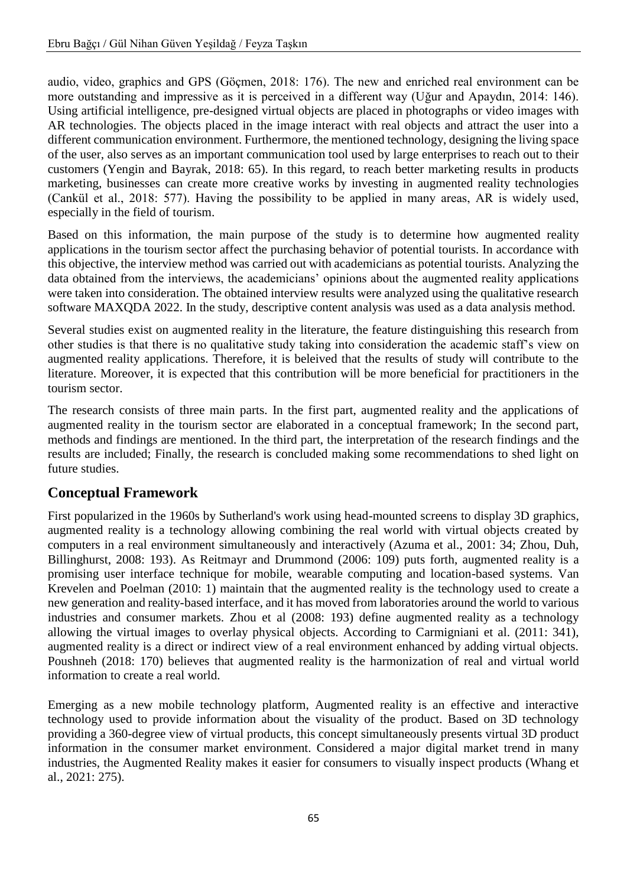audio, video, graphics and GPS (Göçmen, 2018: 176). The new and enriched real environment can be more outstanding and impressive as it is perceived in a different way (Uğur and Apaydın, 2014: 146). Using artificial intelligence, pre-designed virtual objects are placed in photographs or video images with AR technologies. The objects placed in the image interact with real objects and attract the user into a different communication environment. Furthermore, the mentioned technology, designing the living space of the user, also serves as an important communication tool used by large enterprises to reach out to their customers (Yengin and Bayrak, 2018: 65). In this regard, to reach better marketing results in products marketing, businesses can create more creative works by investing in augmented reality technologies (Cankül et al., 2018: 577). Having the possibility to be applied in many areas, AR is widely used, especially in the field of tourism.

Based on this information, the main purpose of the study is to determine how augmented reality applications in the tourism sector affect the purchasing behavior of potential tourists. In accordance with this objective, the interview method was carried out with academicians as potential tourists. Analyzing the data obtained from the interviews, the academicians' opinions about the augmented reality applications were taken into consideration. The obtained interview results were analyzed using the qualitative research software MAXQDA 2022. In the study, descriptive content analysis was used as a data analysis method.

Several studies exist on augmented reality in the literature, the feature distinguishing this research from other studies is that there is no qualitative study taking into consideration the academic staff's view on augmented reality applications. Therefore, it is beleived that the results of study will contribute to the literature. Moreover, it is expected that this contribution will be more beneficial for practitioners in the tourism sector.

The research consists of three main parts. In the first part, augmented reality and the applications of augmented reality in the tourism sector are elaborated in a conceptual framework; In the second part, methods and findings are mentioned. In the third part, the interpretation of the research findings and the results are included; Finally, the research is concluded making some recommendations to shed light on future studies.

## Conceptual Framework

First popularized in the 1960s by Sutherland's work using head-mounted screens to display 3D graphics, augmented reality is a technology allowing combining the real world with virtual objects created by computers in a real environment simultaneously and interactively (Azuma et al., 2001: 34; Zhou, Duh, Billinghurst, 2008: 193). As Reitmayr and Drummond (2006: 109) puts forth, augmented reality is a promising user interface technique for mobile, wearable computing and location-based systems. Van Krevelen and Poelman (2010: 1) maintain that the augmented reality is the technology used to create a new generation and reality-based interface, and it has moved from laboratories around the world to various industries and consumer markets. Zhou et al (2008: 193) define augmented reality as a technology allowing the virtual images to overlay physical objects. According to Carmigniani et al. (2011: 341), augmented reality is a direct or indirect view of a real environment enhanced by adding virtual objects. Poushneh (2018: 170) believes that augmented reality is the harmonization of real and virtual world information to create a real world.

Emerging as a new mobile technology platform, Augmented reality is an effective and interactive technology used to provide information about the visuality of the product. Based on 3D technology providing a 360-degree view of virtual products, this concept simultaneously presents virtual 3D product information in the consumer market environment. Considered a major digital market trend in many industries, the Augmented Reality makes it easier for consumers to visually inspect products (Whang et al., 2021: 275).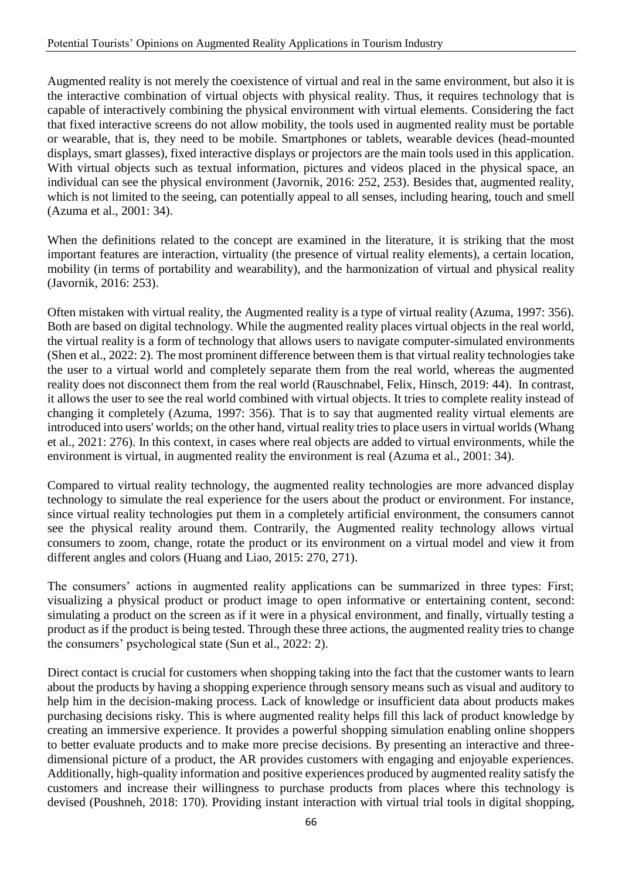Augmented reality is not merely the coexistence of virtual and real in the same environment, but also it is the interactive combination of virtual objects with physical reality. Thus, it requires technology that is capable of interactively combining the physical environment with virtual elements. Considering the fact that fixed interactive screens do not allow mobility, the tools used in augmented reality must be portable or wearable, that is, they need to be mobile. Smartphones or tablets, wearable devices (head-mounted displays, smart glasses), fixed interactive displays or projectors are the main tools used in this application. With virtual objects such as textual information, pictures and videos placed in the physical space, an individual can see the physical environment (Javornik, 2016: 252, 253). Besides that, augmented reality, which is not limited to the seeing, can potentially appeal to all senses, including hearing, touch and smell (Azuma et al., 2001: 34).

When the definitions related to the concept are examined in the literature, it is striking that the most important features are interaction, virtuality (the presence of virtual reality elements), a certain location, mobility (in terms of portability and wearability), and the harmonization of virtual and physical reality (Javornik, 2016: 253).

Often mistaken with virtual reality, the Augmented reality is a type of virtual reality (Azuma, 1997: 356). Both are based on digital technology. While the augmented reality places virtual objects in the real world, the virtual reality is a form of technology that allows users to navigate computer-simulated environments (Shen et al., 2022: 2). The most prominent difference between them is that virtual reality technologies take the user to a virtual world and completely separate them from the real world, whereas the augmented reality does not disconnect them from the real world (Rauschnabel, Felix, Hinsch, 2019: 44). In contrast, it allows the user to see the real world combined with virtual objects. It tries to complete reality instead of changing it completely (Azuma, 1997: 356). That is to say that augmented reality virtual elements are introduced into users' worlds; on the other hand, virtual reality tries to place users in virtual worlds (Whang et al., 2021: 276). In this context, in cases where real objects are added to virtual environments, while the environment is virtual, in augmented reality the environment is real (Azuma et al., 2001: 34).

Compared to virtual reality technology, the augmented reality technologies are more advanced display technology to simulate the real experience for the users about the product or environment. For instance, since virtual reality technologies put them in a completely artificial environment, the consumers cannot see the physical reality around them. Contrarily, the Augmented reality technology allows virtual consumers to zoom, change, rotate the product or its environment on a virtual model and view it from different angles and colors (Huang and Liao, 2015: 270, 271).

The consumers' actions in augmented reality applications can be summarized in three types: First; visualizing a physical product or product image to open informative or entertaining content, second: simulating a product on the screen as if it were in a physical environment, and finally, virtually testing a product as if the product is being tested. Through these three actions, the augmented reality tries to change the consumers' psychological state (Sun et al., 2022: 2).

Direct contact is crucial for customers when shopping taking into the fact that the customer wants to learn about the products by having a shopping experience through sensory means such as visual and auditory to help him in the decision-making process. Lack of knowledge or insufficient data about products makes purchasing decisions risky. This is where augmented reality helps fill this lack of product knowledge by creating an immersive experience. It provides a powerful shopping simulation enabling online shoppers to better evaluate products and to make more precise decisions. By presenting an interactive and three-dimensional picture of a product, the AR provides customers with engaging and enjoyable experiences. Additionally, high-quality information and positive experiences produced by augmented reality satisfy the customers and increase their willingness to purchase products from places where this technology is devised (Poushneh, 2018: 170). Providing instant interaction with virtual trial tools in digital shopping,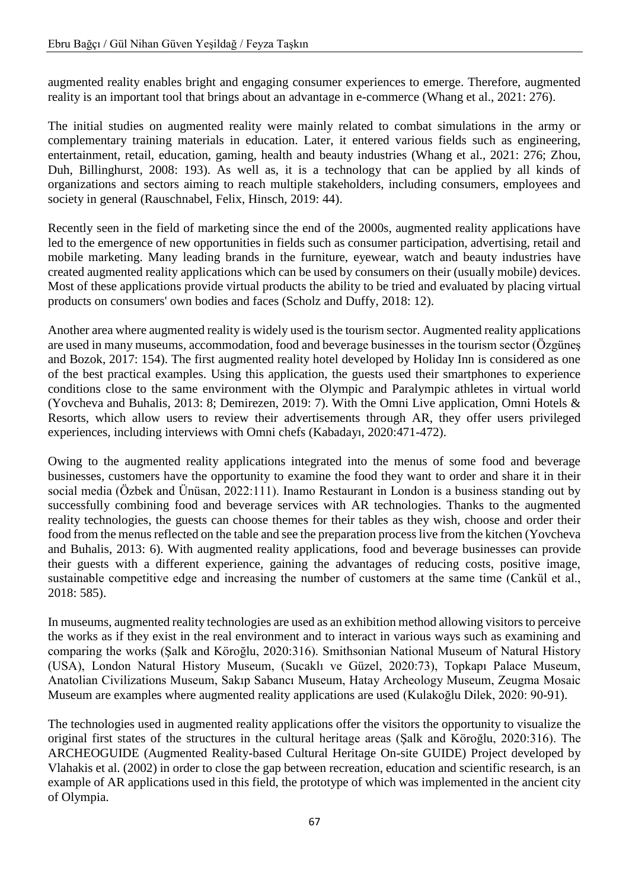augmented reality enables bright and engaging consumer experiences to emerge. Therefore, augmented reality is an important tool that brings about an advantage in e-commerce (Whang et al., 2021: 276).

The initial studies on augmented reality were mainly related to combat simulations in the army or complementary training materials in education. Later, it entered various fields such as engineering, entertainment, retail, education, gaming, health and beauty industries (Whang et al., 2021: 276; Zhou, Duh, Billinghurst, 2008: 193). As well as, it is a technology that can be applied by all kinds of organizations and sectors aiming to reach multiple stakeholders, including consumers, employees and society in general (Rauschnabel, Felix, Hinsch, 2019: 44).

Recently seen in the field of marketing since the end of the 2000s, augmented reality applications have led to the emergence of new opportunities in fields such as consumer participation, advertising, retail and mobile marketing. Many leading brands in the furniture, eyewear, watch and beauty industries have created augmented reality applications which can be used by consumers on their (usually mobile) devices. Most of these applications provide virtual products the ability to be tried and evaluated by placing virtual products on consumers' own bodies and faces (Scholz and Duffy, 2018: 12).

Another area where augmented reality is widely used is the tourism sector. Augmented reality applications are used in many museums, accommodation, food and beverage businesses in the tourism sector (Özgüneş and Bozok, 2017: 154). The first augmented reality hotel developed by Holiday Inn is considered as one of the best practical examples. Using this application, the guests used their smartphones to experience conditions close to the same environment with the Olympic and Paralympic athletes in virtual world (Yovcheva and Buhalis, 2013: 8; Demirezen, 2019: 7). With the Omni Live application, Omni Hotels & Resorts, which allow users to review their advertisements through AR, they offer users privileged experiences, including interviews with Omni chefs (Kabadayı, 2020:471-472).

Owing to the augmented reality applications integrated into the menus of some food and beverage businesses, customers have the opportunity to examine the food they want to order and share it in their social media (Özbek and Ünüsan, 2022:111). Inamo Restaurant in London is a business standing out by successfully combining food and beverage services with AR technologies. Thanks to the augmented reality technologies, the guests can choose themes for their tables as they wish, choose and order their food from the menus reflected on the table and see the preparation process live from the kitchen (Yovcheva and Buhalis, 2013: 6). With augmented reality applications, food and beverage businesses can provide their guests with a different experience, gaining the advantages of reducing costs, positive image, sustainable competitive edge and increasing the number of customers at the same time (Cankül et al., 2018: 585).

In museums, augmented reality technologies are used as an exhibition method allowing visitors to perceive the works as if they exist in the real environment and to interact in various ways such as examining and comparing the works (Şalk and Köroğlu, 2020:316). Smithsonian National Museum of Natural History (USA), London Natural History Museum, (Sucaklı ve Güzel, 2020:73), Topkapı Palace Museum, Anatolian Civilizations Museum, Sakıp Sabancı Museum, Hatay Archeology Museum, Zeugma Mosaic Museum are examples where augmented reality applications are used (Kulakoğlu Dilek, 2020: 90-91).

The technologies used in augmented reality applications offer the visitors the opportunity to visualize the original first states of the structures in the cultural heritage areas (Şalk and Köroğlu, 2020:316). The ARCHEOGUIDE (Augmented Reality-based Cultural Heritage On-site GUIDE) Project developed by Vlahakis et al. (2002) in order to close the gap between recreation, education and scientific research, is an example of AR applications used in this field, the prototype of which was implemented in the ancient city of Olympia.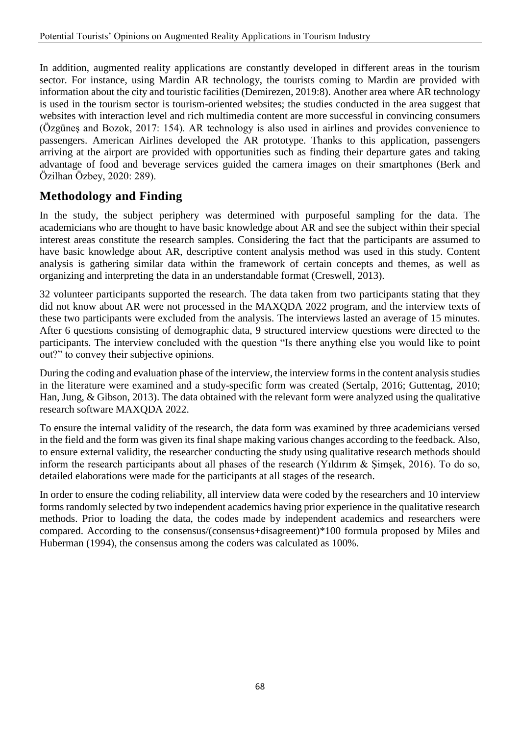In addition, augmented reality applications are constantly developed in different areas in the tourism sector. For instance, using Mardin AR technology, the tourists coming to Mardin are provided with information about the city and touristic facilities (Demirezen, 2019:8). Another area where AR technology is used in the tourism sector is tourism-oriented websites; the studies conducted in the area suggest that websites with interaction level and rich multimedia content are more successful in convincing consumers (Özgüneş and Bozok, 2017: 154). AR technology is also used in airlines and provides convenience to passengers. American Airlines developed the AR prototype. Thanks to this application, passengers arriving at the airport are provided with opportunities such as finding their departure gates and taking advantage of food and beverage services guided the camera images on their smartphones (Berk and Özilhan Özbey, 2020: 289).

## Methodology and Finding

In the study, the subject periphery was determined with purposeful sampling for the data. The academicians who are thought to have basic knowledge about AR and see the subject within their special interest areas constitute the research samples. Considering the fact that the participants are assumed to have basic knowledge about AR, descriptive content analysis method was used in this study. Content analysis is gathering similar data within the framework of certain concepts and themes, as well as organizing and interpreting the data in an understandable format (Creswell, 2013).

32 volunteer participants supported the research. The data taken from two participants stating that they did not know about AR were not processed in the MAXQDA 2022 program, and the interview texts of these two participants were excluded from the analysis. The interviews lasted an average of 15 minutes. After 6 questions consisting of demographic data, 9 structured interview questions were directed to the participants. The interview concluded with the question "Is there anything else you would like to point out?" to convey their subjective opinions.

During the coding and evaluation phase of the interview, the interview forms in the content analysis studies in the literature were examined and a study-specific form was created (Sertalp, 2016; Guttentag, 2010; Han, Jung, & Gibson, 2013). The data obtained with the relevant form were analyzed using the qualitative research software MAXQDA 2022.

To ensure the internal validity of the research, the data form was examined by three academicians versed in the field and the form was given its final shape making various changes according to the feedback. Also, to ensure external validity, the researcher conducting the study using qualitative research methods should inform the research participants about all phases of the research (Yıldırım & Şimşek, 2016). To do so, detailed elaborations were made for the participants at all stages of the research.

In order to ensure the coding reliability, all interview data were coded by the researchers and 10 interview forms randomly selected by two independent academics having prior experience in the qualitative research methods. Prior to loading the data, the codes made by independent academics and researchers were compared. According to the consensus/(consensus+disagreement)*100 formula proposed by Miles and Huberman (1994), the consensus among the coders was calculated as 100%.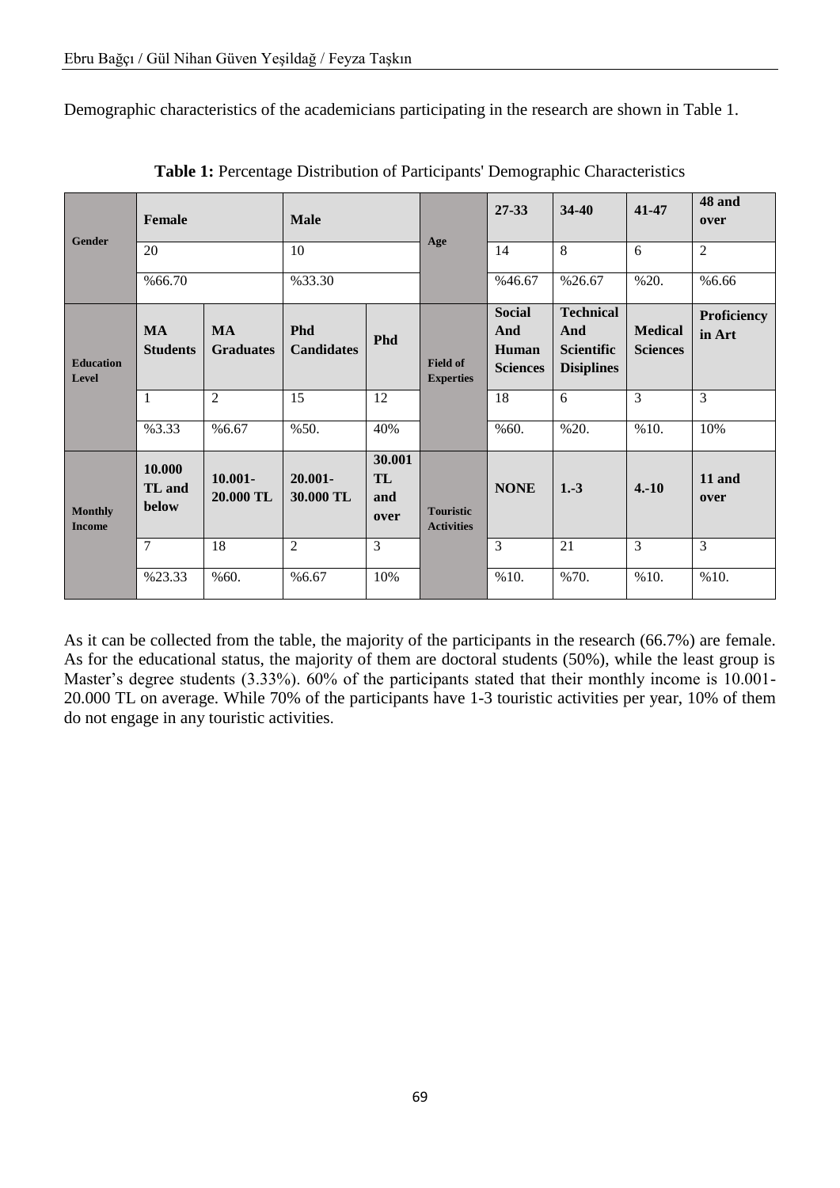Demographic characteristics of the academicians participating in the research are shown in Table 1.

**Table 1:** Percentage Distribution of Participants' Demographic Characteristics

| Gender | Female | | Male | | Age | 27-33 | 34-40 | 41-47 | 48 and over |
|---|---|---|---|---|---|---|---|---|---|
| | 20 | | 10 | | | 14 | 8 | 6 | 2 |
| | %66.70 | | %33.30 | | | %46.67 | %26.67 | %20. | %6.66 |
| **Education Level** | **MA Students** | **MA Graduates** | **Phd Candidates** | **Phd** | **Field of Expertise** | **Social And Human Sciences** | **Technical And Scientific Disiplines** | **Medical Sciences** | **Proficiency in Art** |
| | 1 | 2 | 15 | 12 | | 18 | 6 | 3 | 3 |
| | %3.33 | %6.67 | %50. | 40% | | %60. | %20. | %10. | 10% |
| **Monthly Income** | **10.000 TL and below** | **10.001-20.000 TL** | **20.001-30.000 TL** | **30.001 TL and over** | **Touristic Activities** | **NONE** | **1.-3** | **4.-10** | **11 and over** |
| | 7 | 18 | 2 | 3 | | 3 | 21 | 3 | 3 |
| | %23.33 | %60. | %6.67 | 10% | | %10. | %70. | %10. | %10. |

As it can be collected from the table, the majority of the participants in the research (66.7%) are female. As for the educational status, the majority of them are doctoral students (50%), while the least group is Master's degree students (3.33%). 60% of the participants stated that their monthly income is 10.001-20.000 TL on average. While 70% of the participants have 1-3 touristic activities per year, 10% of them do not engage in any touristic activities.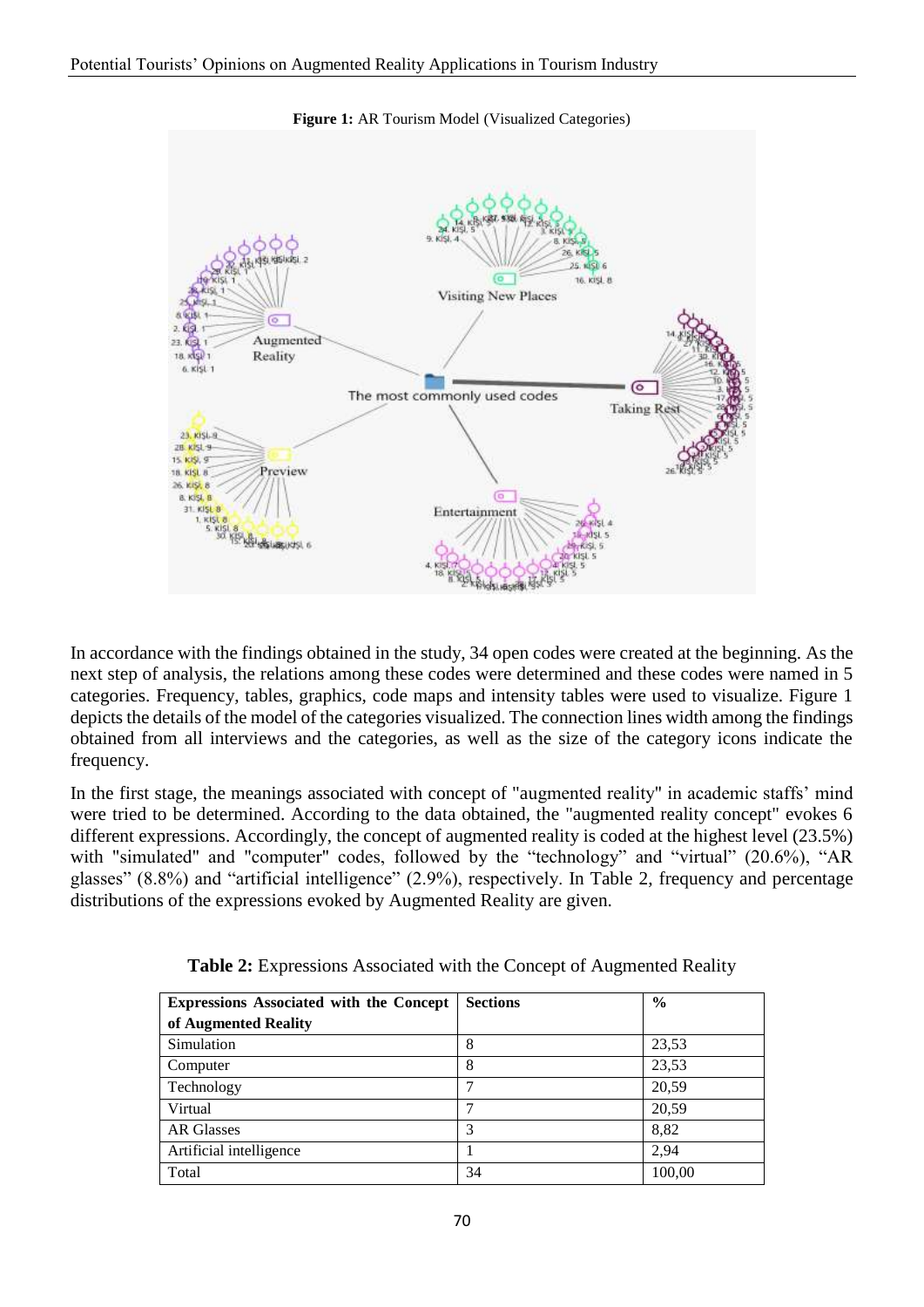**Figure 1:** AR Tourism Model (Visualized Categories)

In accordance with the findings obtained in the study, 34 open codes were created at the beginning. As the next step of analysis, the relations among these codes were determined and these codes were named in 5 categories. Frequency, tables, graphics, code maps and intensity tables were used to visualize. Figure 1 depicts the details of the model of the categories visualized. The connection lines width among the findings obtained from all interviews and the categories, as well as the size of the category icons indicate the frequency.

In the first stage, the meanings associated with concept of "augmented reality" in academic staffs' mind were tried to be determined. According to the data obtained, the "augmented reality concept" evokes 6 different expressions. Accordingly, the concept of augmented reality is coded at the highest level (23.5%) with "simulated" and "computer" codes, followed by the "technology" and "virtual" (20.6%), "AR glasses" (8.8%) and "artificial intelligence" (2.9%), respectively. In Table 2, frequency and percentage distributions of the expressions evoked by Augmented Reality are given.

**Table 2:** Expressions Associated with the Concept of Augmented Reality

| Expressions Associated with the Concept of Augmented Reality | Sections | % |
|---|---|---|
| Simulation | 8 | 23,53 |
| Computer | 8 | 23,53 |
| Technology | 7 | 20,59 |
| Virtual | 7 | 20,59 |
| AR Glasses | 3 | 8,82 |
| Artificial intelligence | 1 | 2,94 |
| Total | 34 | 100,00 |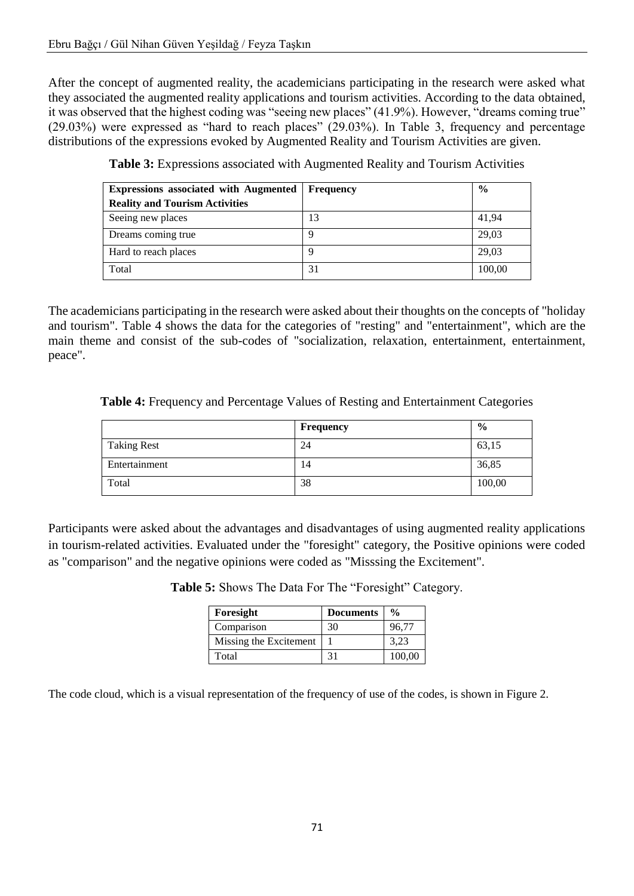After the concept of augmented reality, the academicians participating in the research were asked what they associated the augmented reality applications and tourism activities. According to the data obtained, it was observed that the highest coding was "seeing new places" (41.9%). However, "dreams coming true" (29.03%) were expressed as "hard to reach places" (29.03%). In Table 3, frequency and percentage distributions of the expressions evoked by Augmented Reality and Tourism Activities are given.

**Table 3:** Expressions associated with Augmented Reality and Tourism Activities

| Expressions associated with Augmented Reality and Tourism Activities | Frequency | % |
|---|---|---|
| Seeing new places | 13 | 41,94 |
| Dreams coming true | 9 | 29,03 |
| Hard to reach places | 9 | 29,03 |
| Total | 31 | 100,00 |

The academicians participating in the research were asked about their thoughts on the concepts of "holiday and tourism". Table 4 shows the data for the categories of "resting" and "entertainment", which are the main theme and consist of the sub-codes of "socialization, relaxation, entertainment, entertainment, peace".

**Table 4:** Frequency and Percentage Values of Resting and Entertainment Categories

| | Frequency | % |
|---|---|---|
| Taking Rest | 24 | 63,15 |
| Entertainment | 14 | 36,85 |
| Total | 38 | 100,00 |

Participants were asked about the advantages and disadvantages of using augmented reality applications in tourism-related activities. Evaluated under the "foresight" category, the Positive opinions were coded as "comparison" and the negative opinions were coded as "Misssing the Excitement".

**Table 5:** Shows The Data For The "Foresight" Category.

| Foresight | Documents | % |
|---|---|---|
| Comparison | 30 | 96,77 |
| Missing the Excitement | 1 | 3,23 |
| Total | 31 | 100,00 |

The code cloud, which is a visual representation of the frequency of use of the codes, is shown in Figure 2.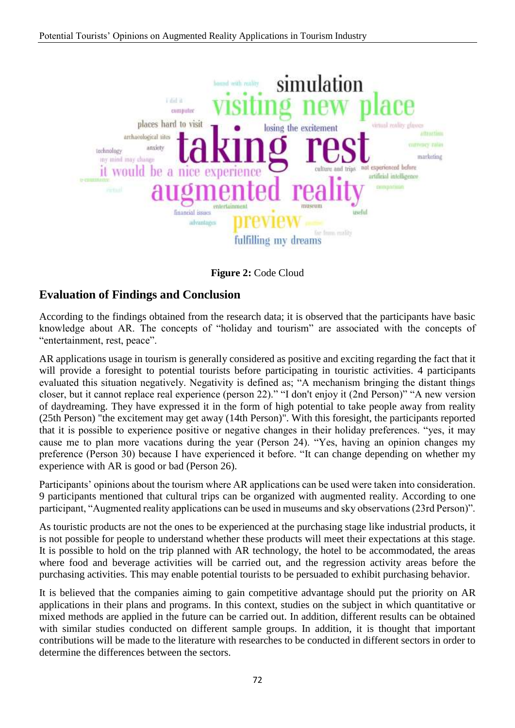**Figure 2:** Code Cloud

## Evaluation of Findings and Conclusion

According to the findings obtained from the research data; it is observed that the participants have basic knowledge about AR. The concepts of "holiday and tourism" are associated with the concepts of "entertainment, rest, peace".

AR applications usage in tourism is generally considered as positive and exciting regarding the fact that it will provide a foresight to potential tourists before participating in touristic activities. 4 participants evaluated this situation negatively. Negativity is defined as; "A mechanism bringing the distant things closer, but it cannot replace real experience (person 22)." "I don't enjoy it (2nd Person)" "A new version of daydreaming. They have expressed it in the form of high potential to take people away from reality (25th Person) "the excitement may get away (14th Person)". With this foresight, the participants reported that it is possible to experience positive or negative changes in their holiday preferences. "yes, it may cause me to plan more vacations during the year (Person 24). "Yes, having an opinion changes my preference (Person 30) because I have experienced it before. "It can change depending on whether my experience with AR is good or bad (Person 26).

Participants' opinions about the tourism where AR applications can be used were taken into consideration. 9 participants mentioned that cultural trips can be organized with augmented reality. According to one participant, "Augmented reality applications can be used in museums and sky observations (23rd Person)".

As touristic products are not the ones to be experienced at the purchasing stage like industrial products, it is not possible for people to understand whether these products will meet their expectations at this stage. It is possible to hold on the trip planned with AR technology, the hotel to be accommodated, the areas where food and beverage activities will be carried out, and the regression activity areas before the purchasing activities. This may enable potential tourists to be persuaded to exhibit purchasing behavior.

It is believed that the companies aiming to gain competitive advantage should put the priority on AR applications in their plans and programs. In this context, studies on the subject in which quantitative or mixed methods are applied in the future can be carried out. In addition, different results can be obtained with similar studies conducted on different sample groups. In addition, it is thought that important contributions will be made to the literature with researches to be conducted in different sectors in order to determine the differences between the sectors.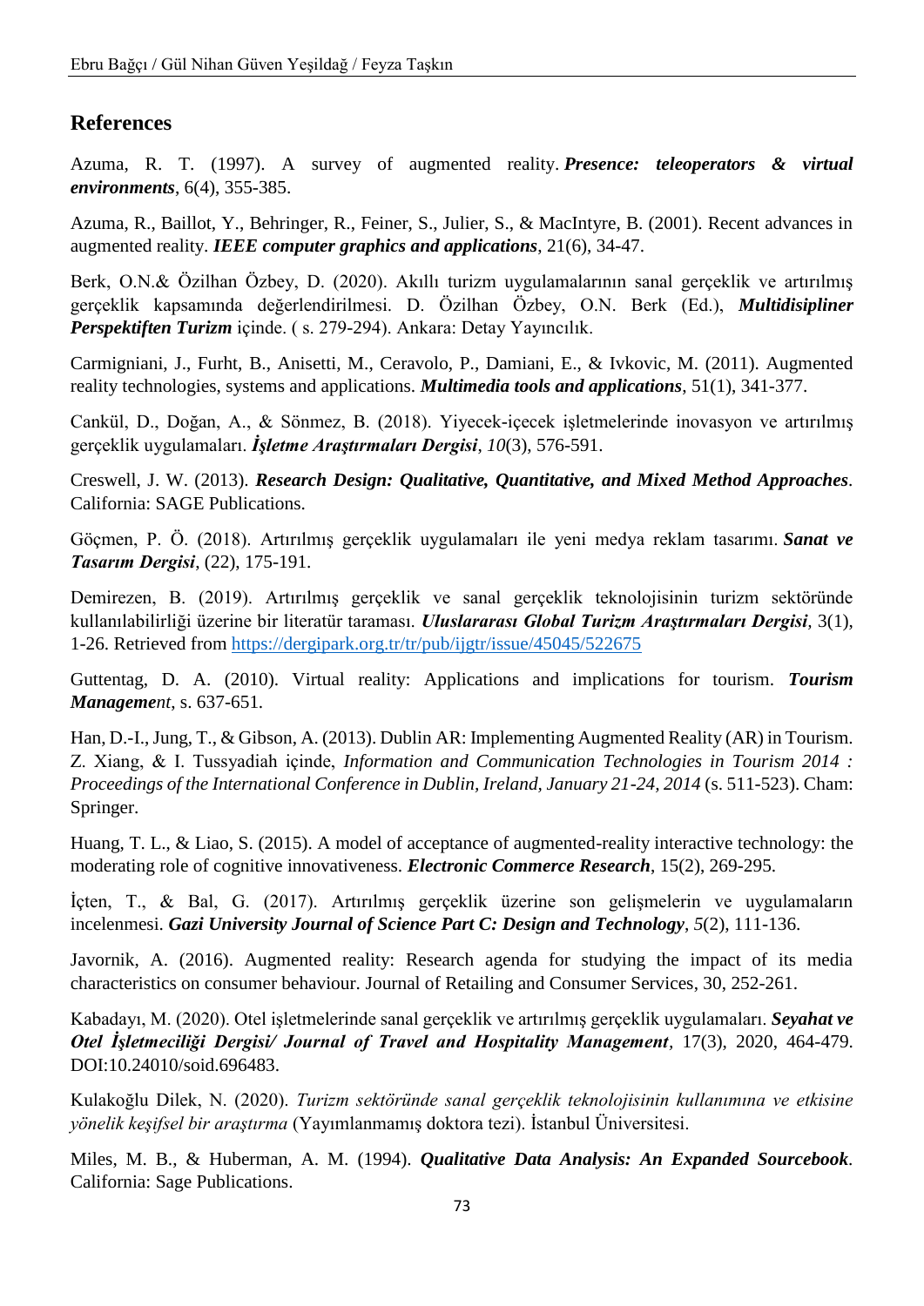## References

Azuma, R. T. (1997). A survey of augmented reality. ***Presence: teleoperators & virtual environments***, 6(4), 355-385.

Azuma, R., Baillot, Y., Behringer, R., Feiner, S., Julier, S., & MacIntyre, B. (2001). Recent advances in augmented reality. ***IEEE computer graphics and applications***, 21(6), 34-47.

Berk, O.N.& Özilhan Özbey, D. (2020). Akıllı turizm uygulamalarının sanal gerçeklik ve artırılmış gerçeklik kapsamında değerlendirilmesi. D. Özilhan Özbey, O.N. Berk (Ed.), ***Multidisipliner Perspektiften Turizm*** içinde. ( s. 279-294). Ankara: Detay Yayıncılık.

Carmigniani, J., Furht, B., Anisetti, M., Ceravolo, P., Damiani, E., & Ivkovic, M. (2011). Augmented reality technologies, systems and applications. ***Multimedia tools and applications***, 51(1), 341-377.

Cankül, D., Doğan, A., & Sönmez, B. (2018). Yiyecek-içecek işletmelerinde inovasyon ve artırılmış gerçeklik uygulamaları. ***İşletme Araştırmaları Dergisi***, *10*(3), 576-591.

Creswell, J. W. (2013). ***Research Design: Qualitative, Quantitative, and Mixed Method Approaches***. California: SAGE Publications.

Göçmen, P. Ö. (2018). Artırılmış gerçeklik uygulamaları ile yeni medya reklam tasarımı. ***Sanat ve Tasarım Dergisi***, (22), 175-191.

Demirezen, B. (2019). Artırılmış gerçeklik ve sanal gerçeklik teknolojisinin turizm sektöründe kullanılabilirliği üzerine bir literatür taraması. ***Uluslararası Global Turizm Araştırmaları Dergisi***, 3(1), 1-26. Retrieved from https://dergipark.org.tr/tr/pub/ijgtr/issue/45045/522675

Guttentag, D. A. (2010). Virtual reality: Applications and implications for tourism. ***Tourism Management***, s. 637-651.

Han, D.-I., Jung, T., & Gibson, A. (2013). Dublin AR: Implementing Augmented Reality (AR) in Tourism. Z. Xiang, & I. Tussyadiah içinde, *Information and Communication Technologies in Tourism 2014 : Proceedings of the International Conference in Dublin, Ireland, January 21-24, 2014* (s. 511-523). Cham: Springer.

Huang, T. L., & Liao, S. (2015). A model of acceptance of augmented-reality interactive technology: the moderating role of cognitive innovativeness. ***Electronic Commerce Research***, 15(2), 269-295.

İçten, T., & Bal, G. (2017). Artırılmış gerçeklik üzerine son gelişmelerin ve uygulamaların incelenmesi. ***Gazi University Journal of Science Part C: Design and Technology***, *5*(2), 111-136.

Javornik, A. (2016). Augmented reality: Research agenda for studying the impact of its media characteristics on consumer behaviour. Journal of Retailing and Consumer Services, 30, 252-261.

Kabadayı, M. (2020). Otel işletmelerinde sanal gerçeklik ve artırılmış gerçeklik uygulamaları. ***Seyahat ve Otel İşletmeciliği Dergisi/ Journal of Travel and Hospitality Management***, 17(3), 2020, 464-479. DOI:10.24010/soid.696483.

Kulakoğlu Dilek, N. (2020). *Turizm sektöründe sanal gerçeklik teknolojisinin kullanımına ve etkisine yönelik keşifsel bir araştırma* (Yayımlanmamış doktora tezi). İstanbul Üniversitesi.

Miles, M. B., & Huberman, A. M. (1994). ***Qualitative Data Analysis: An Expanded Sourcebook***. California: Sage Publications.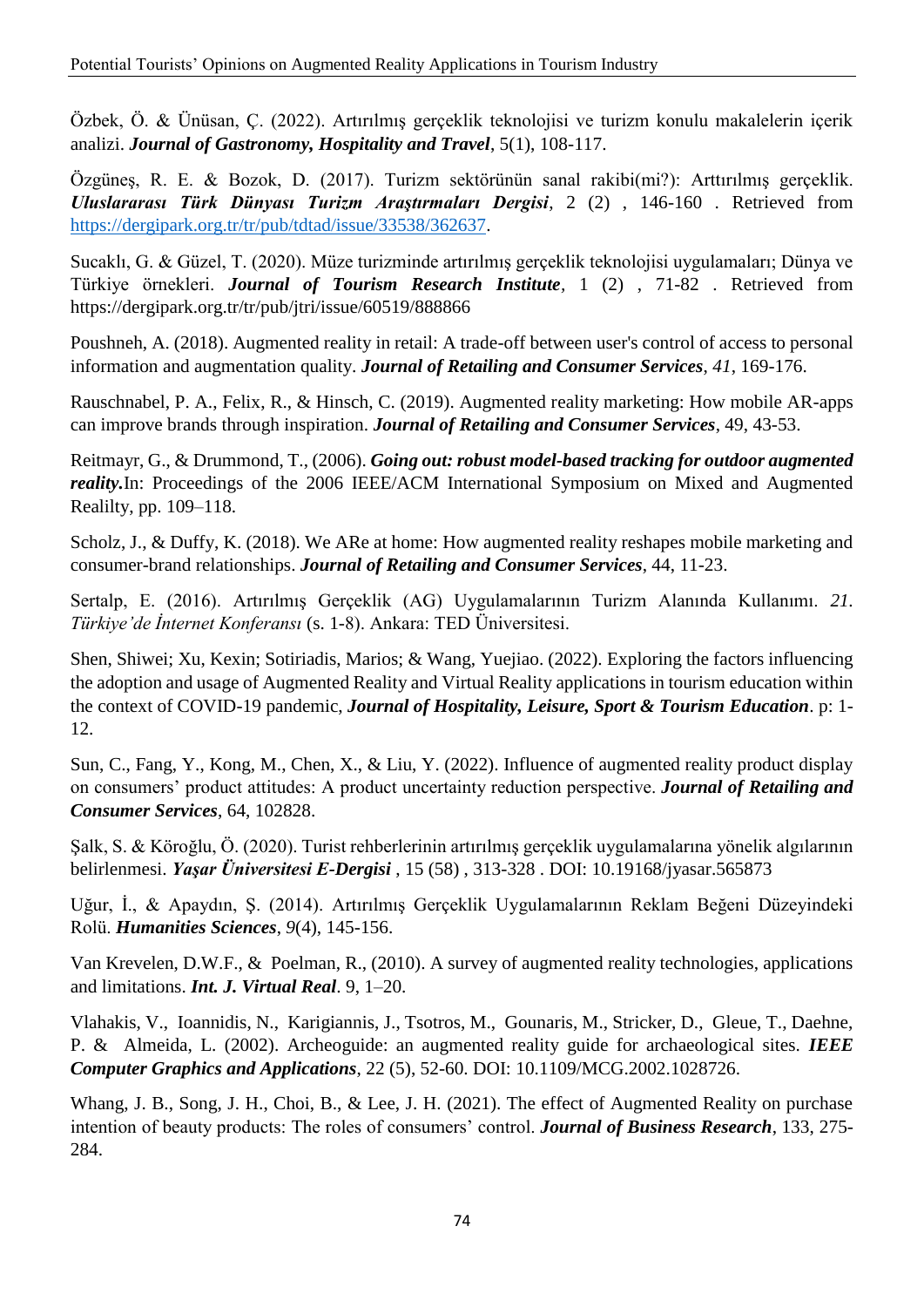Özbek, Ö. & Ünüsan, Ç. (2022). Artırılmış gerçeklik teknolojisi ve turizm konulu makalelerin içerik analizi. ***Journal of Gastronomy, Hospitality and Travel***, 5(1), 108-117.

Özgüneş, R. E. & Bozok, D. (2017). Turizm sektörünün sanal rakibi(mi?): Arttırılmış gerçeklik. ***Uluslararası Türk Dünyası Turizm Araştırmaları Dergisi***, 2 (2) , 146-160 . Retrieved from https://dergipark.org.tr/tr/pub/tdtad/issue/33538/362637.

Sucaklı, G. & Güzel, T. (2020). Müze turizminde artırılmış gerçeklik teknolojisi uygulamaları; Dünya ve Türkiye örnekleri. ***Journal of Tourism Research Institute***, 1 (2) , 71-82 . Retrieved from https://dergipark.org.tr/tr/pub/jtri/issue/60519/888866

Poushneh, A. (2018). Augmented reality in retail: A trade-off between user's control of access to personal information and augmentation quality. ***Journal of Retailing and Consumer Services***, *41*, 169-176.

Rauschnabel, P. A., Felix, R., & Hinsch, C. (2019). Augmented reality marketing: How mobile AR-apps can improve brands through inspiration. ***Journal of Retailing and Consumer Services***, 49, 43-53.

Reitmayr, G., & Drummond, T., (2006). ***Going out: robust model-based tracking for outdoor augmented reality.***In: Proceedings of the 2006 IEEE/ACM International Symposium on Mixed and Augmented Realilty, pp. 109–118.

Scholz, J., & Duffy, K. (2018). We ARe at home: How augmented reality reshapes mobile marketing and consumer-brand relationships. ***Journal of Retailing and Consumer Services***, 44, 11-23.

Sertalp, E. (2016). Artırılmış Gerçeklik (AG) Uygulamalarının Turizm Alanında Kullanımı. *21. Türkiye'de İnternet Konferansı* (s. 1-8). Ankara: TED Üniversitesi.

Shen, Shiwei; Xu, Kexin; Sotiriadis, Marios; & Wang, Yuejiao. (2022). Exploring the factors influencing the adoption and usage of Augmented Reality and Virtual Reality applications in tourism education within the context of COVID-19 pandemic, ***Journal of Hospitality, Leisure, Sport & Tourism Education***. p: 1-12.

Sun, C., Fang, Y., Kong, M., Chen, X., & Liu, Y. (2022). Influence of augmented reality product display on consumers' product attitudes: A product uncertainty reduction perspective. ***Journal of Retailing and Consumer Services***, 64, 102828.

Şalk, S. & Köroğlu, Ö. (2020). Turist rehberlerinin artırılmış gerçeklik uygulamalarına yönelik algılarının belirlenmesi. ***Yaşar Üniversitesi E-Dergisi*** , 15 (58) , 313-328 . DOI: 10.19168/jyasar.565873

Uğur, İ., & Apaydın, Ş. (2014). Artırılmış Gerçeklik Uygulamalarının Reklam Beğeni Düzeyindeki Rolü. ***Humanities Sciences***, *9*(4), 145-156.

Van Krevelen, D.W.F., & Poelman, R., (2010). A survey of augmented reality technologies, applications and limitations. ***Int. J. Virtual Real***. 9, 1–20.

Vlahakis, V., Ioannidis, N., Karigiannis, J., Tsotros, M., Gounaris, M., Stricker, D., Gleue, T., Daehne, P. & Almeida, L. (2002). Archeoguide: an augmented reality guide for archaeological sites. ***IEEE Computer Graphics and Applications***, 22 (5), 52-60. DOI: 10.1109/MCG.2002.1028726.

Whang, J. B., Song, J. H., Choi, B., & Lee, J. H. (2021). The effect of Augmented Reality on purchase intention of beauty products: The roles of consumers' control. ***Journal of Business Research***, 133, 275-284.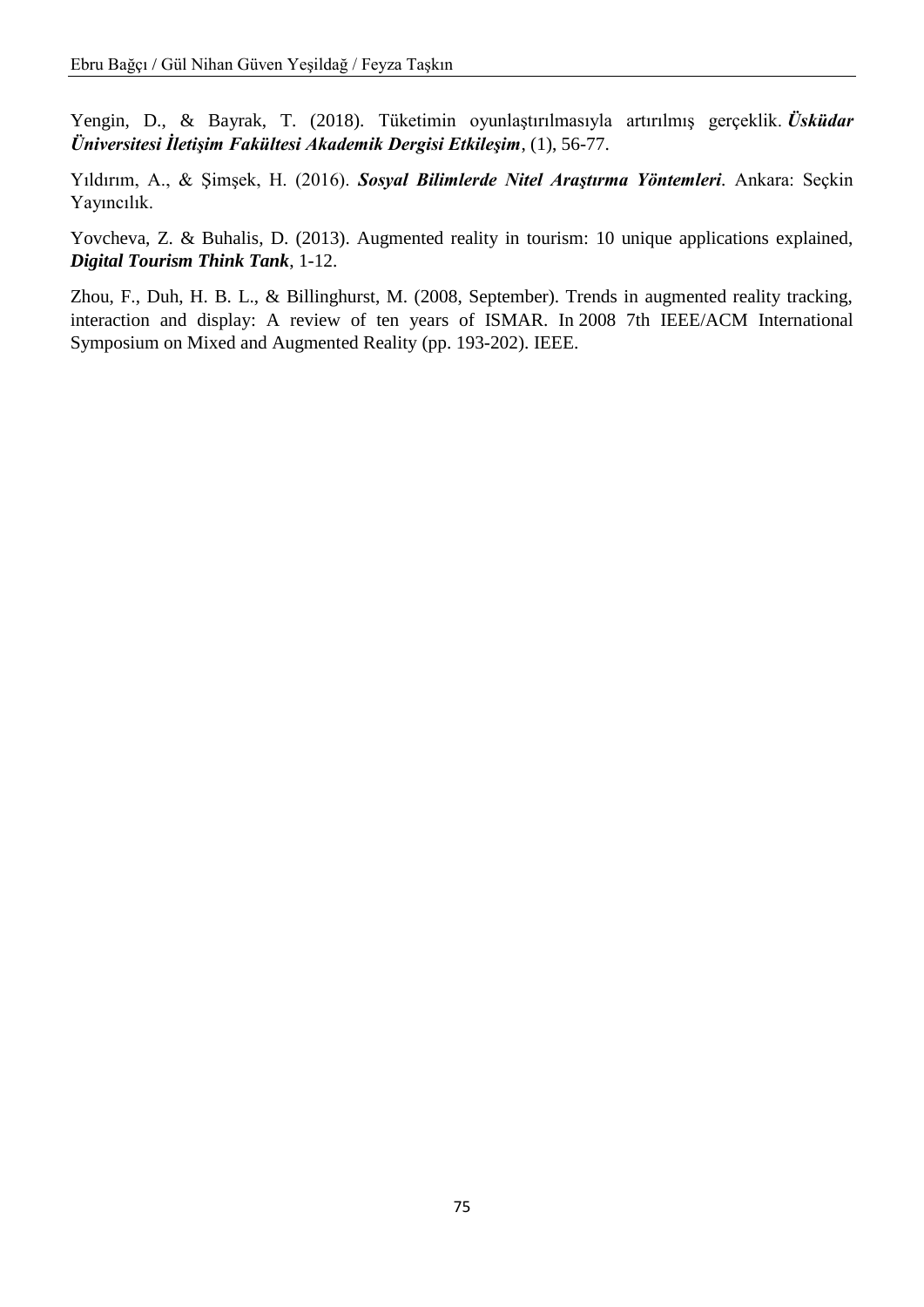Yengin, D., & Bayrak, T. (2018). Tüketimin oyunlaştırılmasıyla artırılmış gerçeklik. ***Üsküdar Üniversitesi İletişim Fakültesi Akademik Dergisi Etkileşim***, (1), 56-77.

Yıldırım, A., & Şimşek, H. (2016). ***Sosyal Bilimlerde Nitel Araştırma Yöntemleri***. Ankara: Seçkin Yayıncılık.

Yovcheva, Z. & Buhalis, D. (2013). Augmented reality in tourism: 10 unique applications explained, ***Digital Tourism Think Tank***, 1-12.

Zhou, F., Duh, H. B. L., & Billinghurst, M. (2008, September). Trends in augmented reality tracking, interaction and display: A review of ten years of ISMAR. In 2008 7th IEEE/ACM International Symposium on Mixed and Augmented Reality (pp. 193-202). IEEE.